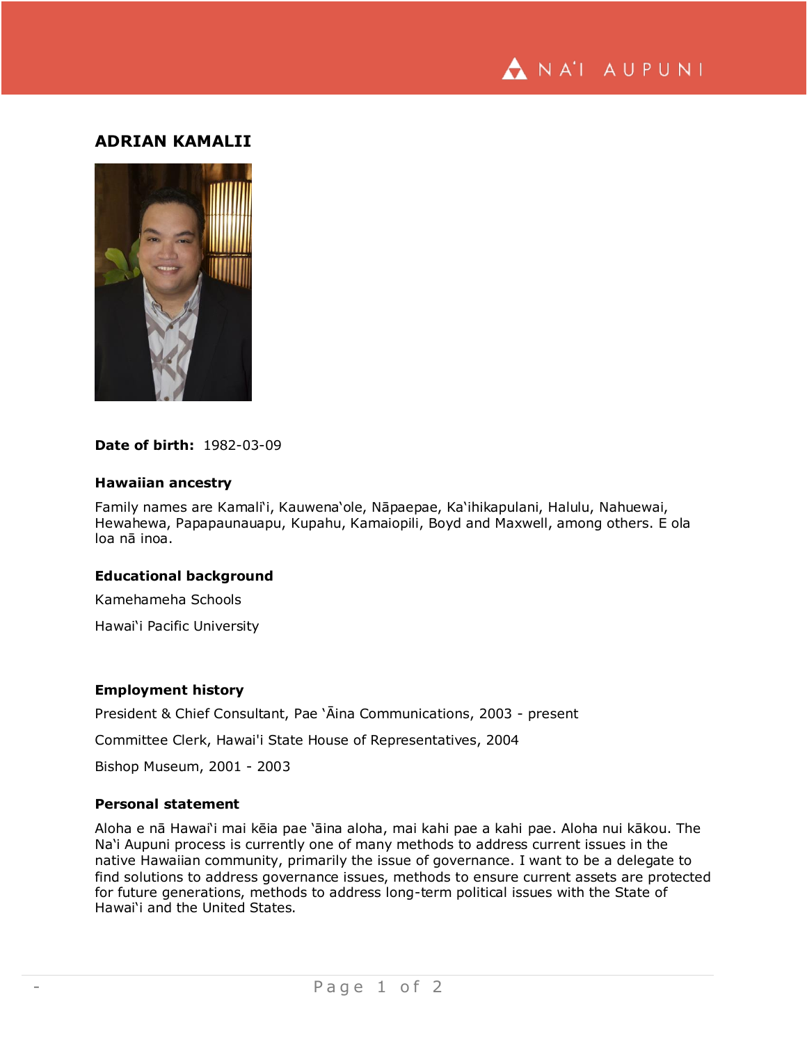# ADRIAN KAMALII

**Date of birth:** 1982-03-09

### Hawaiian ancestry

Family names are Kamaliʻi, Kauwenaʻole, Nāpaepae, Kaʻihikapulani, Halulu, Nahuewai, Hewahewa, Papapaunauapu, Kupahu, Kamaiopili, Boyd and Maxwell, among others. E ola loa nā inoa.

### Educational background

Kamehameha Schools

Hawaiʻi Pacific University

### Employment history

President & Chief Consultant, Pae ʻĀina Communications, 2003 - present

Committee Clerk, Hawai'i State House of Representatives, 2004

Bishop Museum, 2001 - 2003

### Personal statement

Aloha e nā Hawaiʻi mai kēia pae ʻāina aloha, mai kahi pae a kahi pae. Aloha nui kākou. The Naʻi Aupuni process is currently one of many methods to address current issues in the native Hawaiian community, primarily the issue of governance. I want to be a delegate to find solutions to address governance issues, methods to ensure current assets are protected for future generations, methods to address long-term political issues with the State of Hawaiʻi and the United States.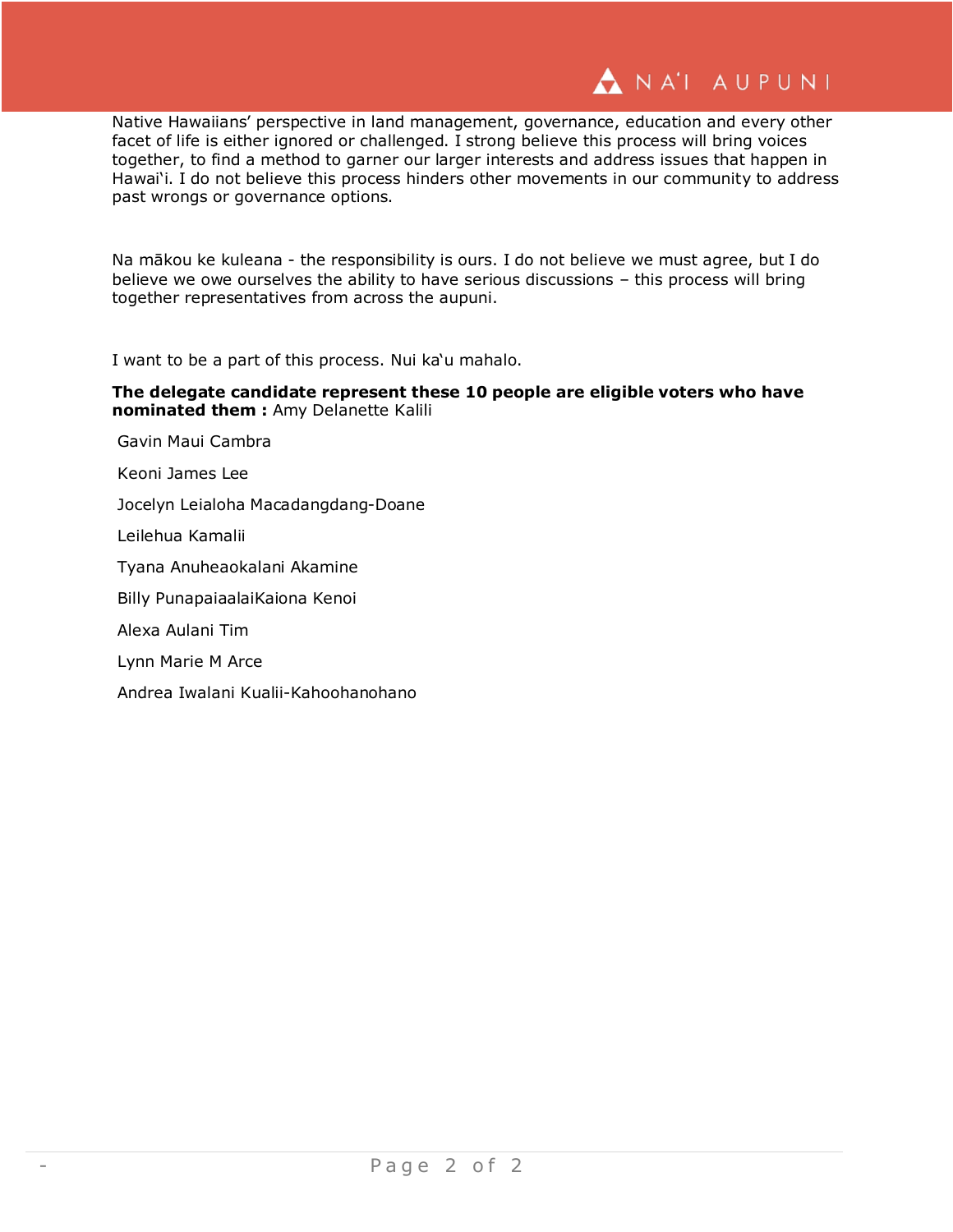Native Hawaiians' perspective in land management, governance, education and every other facet of life is either ignored or challenged. I strong believe this process will bring voices together, to find a method to garner our larger interests and address issues that happen in Hawai'i. I do not believe this process hinders other movements in our community to address past wrongs or governance options.

Na mākou ke kuleana - the responsibility is ours. I do not believe we must agree, but I do believe we owe ourselves the ability to have serious discussions – this process will bring together representatives from across the aupuni.

I want to be a part of this process. Nui ka'u mahalo.

**The delegate candidate represent these 10 people are eligible voters who have nominated them :** Amy Delanette Kalili

Gavin Maui Cambra

Keoni James Lee

Jocelyn Leialoha Macadangdang-Doane

Leilehua Kamalii

Tyana Anuheaokalani Akamine

Billy PunapaiaalaiKaiona Kenoi

Alexa Aulani Tim

Lynn Marie M Arce

Andrea Iwalani Kualii-Kahoohanohano